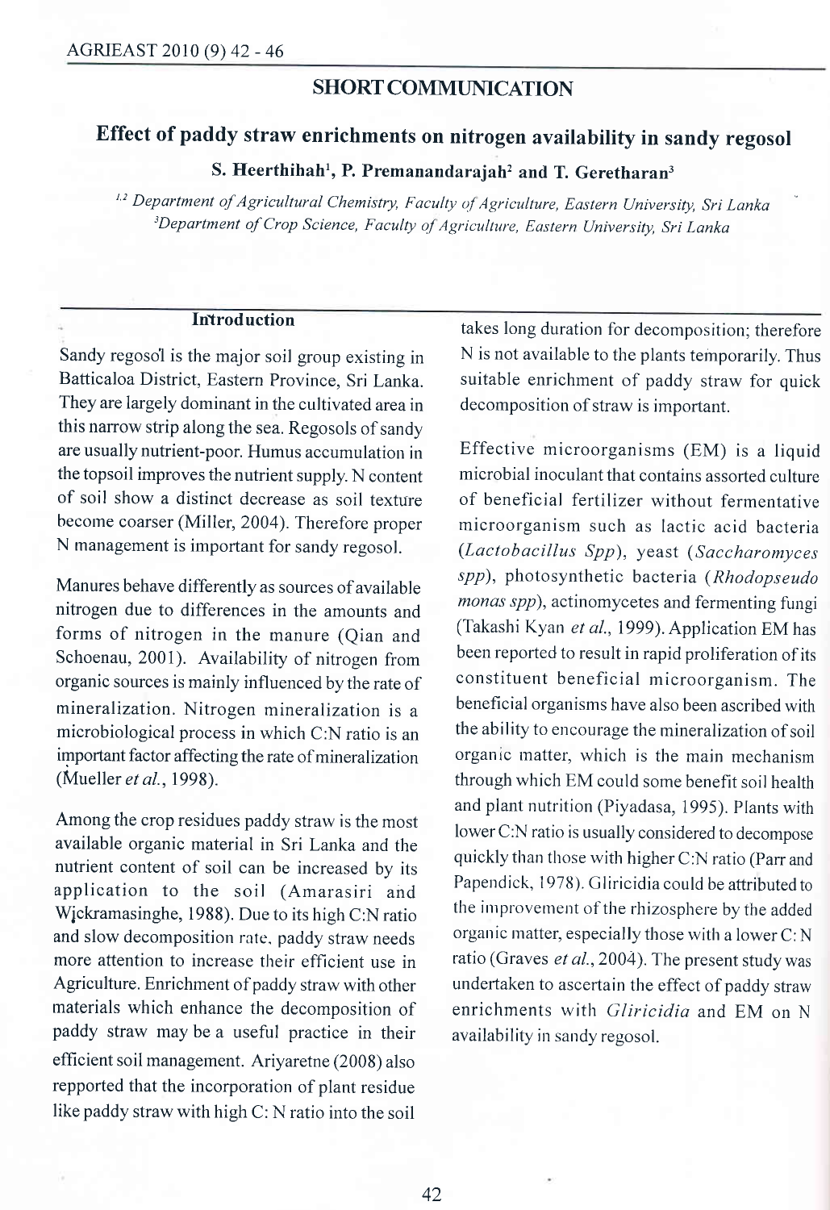## SHORT COMMUNICATION

# Effect of paddy straw enrichments on nitrogen availability in sandy regosol

**S. Heerthihah[1], P. Premanandarajah[2] and T. Geretharan[3]**

[1,2] *Department of Agricultural Chemistry, Faculty of Agriculture, Eastern University, Sri Lanka*
[3] *Department of Crop Science, Faculty of Agriculture, Eastern University, Sri Lanka*

## Introduction

Sandy regosol is the major soil group existing in Batticaloa District, Eastern Province, Sri Lanka. They are largely dominant in the cultivated area in this narrow strip along the sea. Regosols of sandy are usually nutrient-poor. Humus accumulation in the topsoil improves the nutrient supply. N content of soil show a distinct decrease as soil texture become coarser (Miller, 2004). Therefore proper N management is important for sandy regosol.

Manures behave differently as sources of available nitrogen due to differences in the amounts and forms of nitrogen in the manure (Qian and Schoenau, 2001). Availability of nitrogen from organic sources is mainly influenced by the rate of mineralization. Nitrogen mineralization is a microbiological process in which C:N ratio is an important factor affecting the rate of mineralization (Mueller *et al.*, 1998).

Among the crop residues paddy straw is the most available organic material in Sri Lanka and the nutrient content of soil can be increased by its application to the soil (Amarasiri and Wickramasinghe, 1988). Due to its high C:N ratio and slow decomposition rate, paddy straw needs more attention to increase their efficient use in Agriculture. Enrichment of paddy straw with other materials which enhance the decomposition of paddy straw may be a useful practice in their efficient soil management. Ariyaretne (2008) also repported that the incorporation of plant residue like paddy straw with high C: N ratio into the soil takes long duration for decomposition; therefore N is not available to the plants temporarily. Thus suitable enrichment of paddy straw for quick decomposition of straw is important.

Effective microorganisms (EM) is a liquid microbial inoculant that contains assorted culture of beneficial fertilizer without fermentative microorganism such as lactic acid bacteria (*Lactobacillus Spp*), yeast (*Saccharomyces spp*), photosynthetic bacteria (*Rhodopseudo monas spp*), actinomycetes and fermenting fungi (Takashi Kyan *et al.*, 1999). Application EM has been reported to result in rapid proliferation of its constituent beneficial microorganism. The beneficial organisms have also been ascribed with the ability to encourage the mineralization of soil organic matter, which is the main mechanism through which EM could some benefit soil health and plant nutrition (Piyadasa, 1995). Plants with lower C:N ratio is usually considered to decompose quickly than those with higher C:N ratio (Parr and Papendick, 1978). Gliricidia could be attributed to the improvement of the rhizosphere by the added organic matter, especially those with a lower C: N ratio (Graves *et al.*, 2004). The present study was undertaken to ascertain the effect of paddy straw enrichments with *Gliricidia* and EM on N availability in sandy regosol.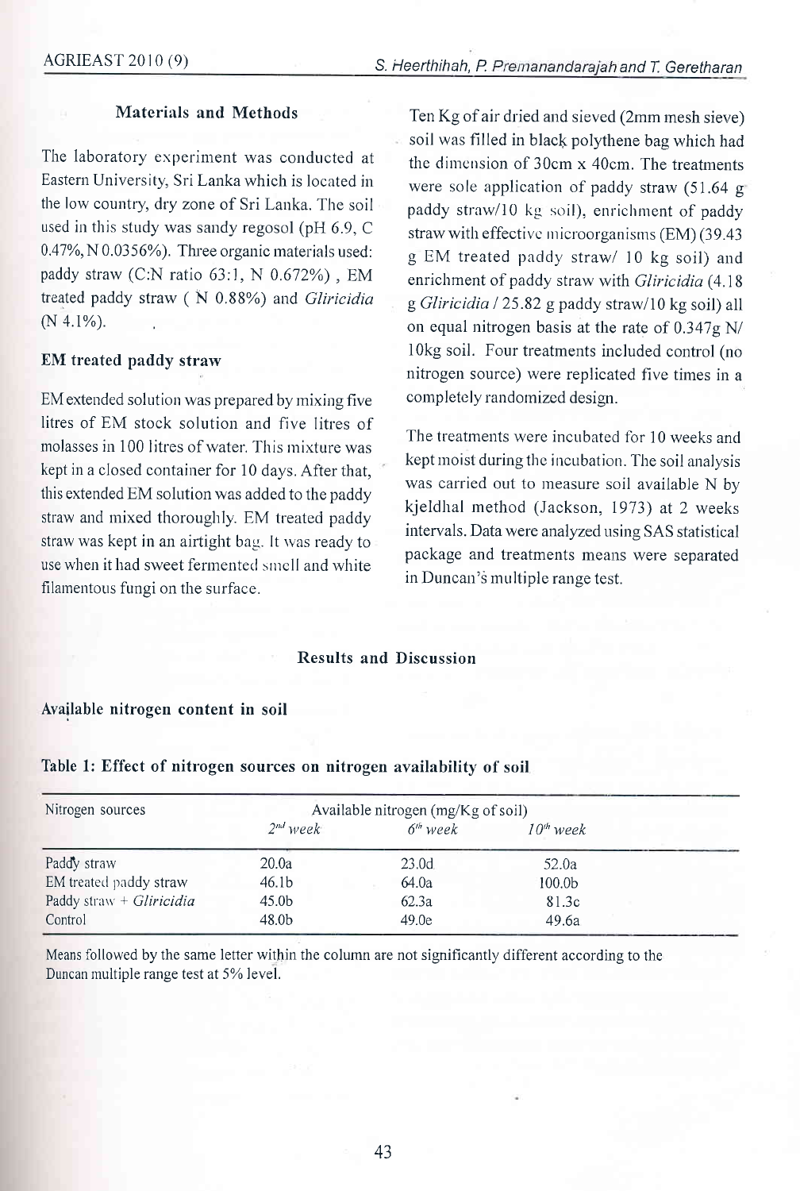## Materials and Methods

The laboratory experiment was conducted at Eastern University, Sri Lanka which is located in the low country, dry zone of Sri Lanka. The soil used in this study was sandy regosol (pH 6.9, C 0.47%, N 0.0356%). Three organic materials used: paddy straw (C:N ratio 63:1, N 0.672%) , EM treated paddy straw ( N 0.88%) and *Gliricidia* (N 4.1%).

### EM treated paddy straw

EM extended solution was prepared by mixing five litres of EM stock solution and five litres of molasses in 100 litres of water. This mixture was kept in a closed container for 10 days. After that, this extended EM solution was added to the paddy straw and mixed thoroughly. EM treated paddy straw was kept in an airtight bag. It was ready to use when it had sweet fermented smell and white filamentous fungi on the surface.

Ten Kg of air dried and sieved (2mm mesh sieve) soil was filled in black polythene bag which had the dimension of 30cm x 40cm. The treatments were sole application of paddy straw (51.64 g paddy straw/10 kg soil), enrichment of paddy straw with effective microorganisms (EM) (39.43 g EM treated paddy straw/ 10 kg soil) and enrichment of paddy straw with *Gliricidia* (4.18 g *Gliricidia* / 25.82 g paddy straw/10 kg soil) all on equal nitrogen basis at the rate of 0.347g N/ 10kg soil. Four treatments included control (no nitrogen source) were replicated five times in a completely randomized design.

The treatments were incubated for 10 weeks and kept moist during the incubation. The soil analysis was carried out to measure soil available N by kjeldhal method (Jackson, 1973) at 2 weeks intervals. Data were analyzed using SAS statistical package and treatments means were separated in Duncan's multiple range test.

## Results and Discussion

### Available nitrogen content in soil

**Table 1: Effect of nitrogen sources on nitrogen availability of soil**

| Nitrogen sources | Available nitrogen (mg/Kg of soil) | | |
|---|---|---|---|
| | $2^{nd}$ week | $6^{th}$ week | $10^{th}$ week |
| Paddy straw | 20.0a | 23.0d | 52.0a |
| EM treated paddy straw | 46.1b | 64.0a | 100.0b |
| Paddy straw + *Gliricidia* | 45.0b | 62.3a | 81.3c |
| Control | 48.0b | 49.0e | 49.6a |

Means followed by the same letter within the column are not significantly different according to the Duncan multiple range test at 5% level.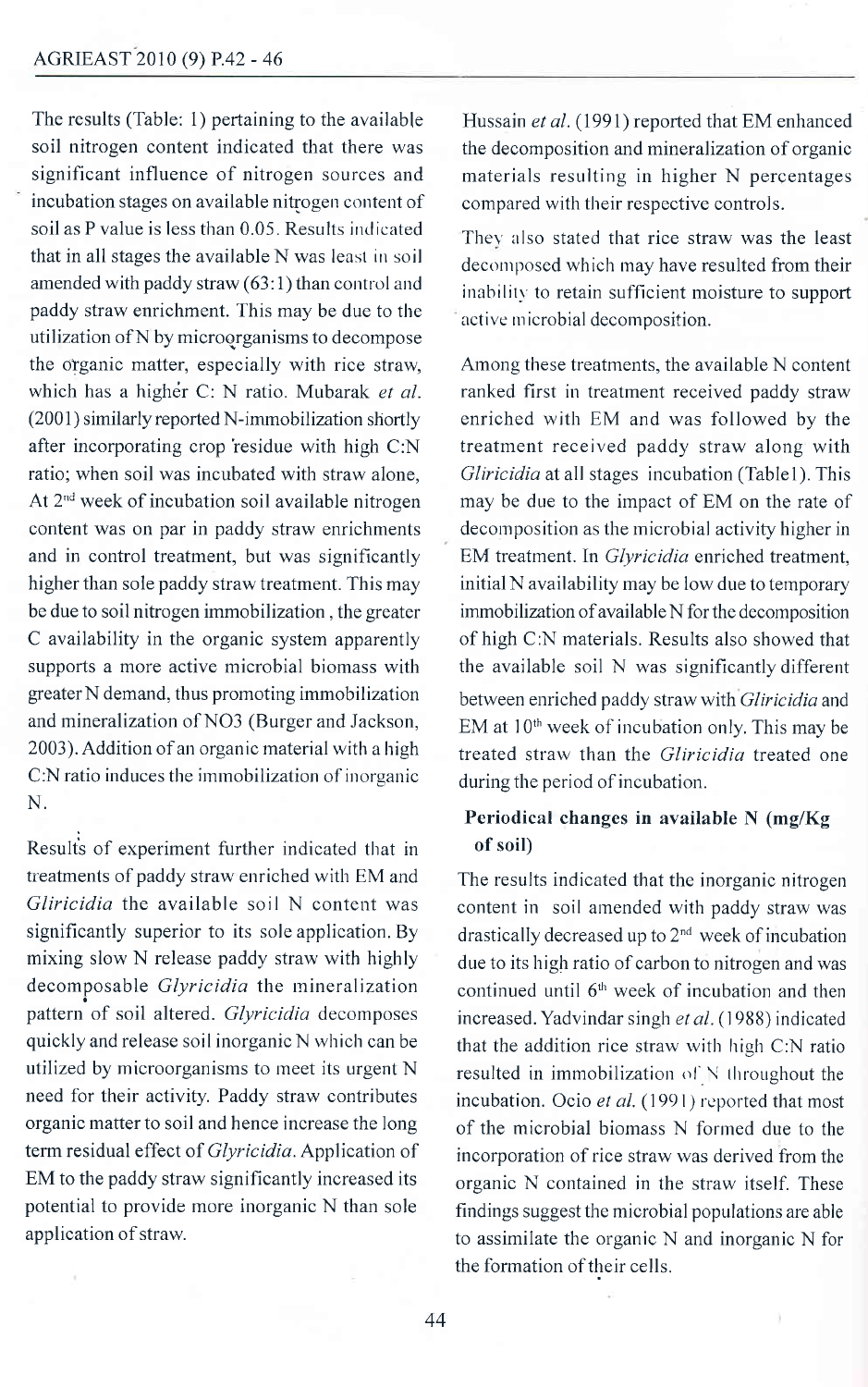The results (Table: 1) pertaining to the available soil nitrogen content indicated that there was significant influence of nitrogen sources and incubation stages on available nitrogen content of soil as P value is less than 0.05. Results indicated that in all stages the available N was least in soil amended with paddy straw (63:1) than control and paddy straw enrichment. This may be due to the utilization of N by microorganisms to decompose the organic matter, especially with rice straw, which has a higher C: N ratio. Mubarak *et al.* (2001) similarly reported N-immobilization shortly after incorporating crop residue with high C:N ratio; when soil was incubated with straw alone, At 2[nd] week of incubation soil available nitrogen content was on par in paddy straw enrichments and in control treatment, but was significantly higher than sole paddy straw treatment. This may be due to soil nitrogen immobilization , the greater C availability in the organic system apparently supports a more active microbial biomass with greater N demand, thus promoting immobilization and mineralization of NO3 (Burger and Jackson, 2003). Addition of an organic material with a high C:N ratio induces the immobilization of inorganic N.

Results of experiment further indicated that in treatments of paddy straw enriched with EM and *Gliricidia* the available soil N content was significantly superior to its sole application. By mixing slow N release paddy straw with highly decomposable *Glyricidia* the mineralization pattern of soil altered. *Glyricidia* decomposes quickly and release soil inorganic N which can be utilized by microorganisms to meet its urgent N need for their activity. Paddy straw contributes organic matter to soil and hence increase the long term residual effect of *Glyricidia*. Application of EM to the paddy straw significantly increased its potential to provide more inorganic N than sole application of straw.

Hussain *et al.* (1991) reported that EM enhanced the decomposition and mineralization of organic materials resulting in higher N percentages compared with their respective controls.

They also stated that rice straw was the least decomposed which may have resulted from their inability to retain sufficient moisture to support active microbial decomposition.

Among these treatments, the available N content ranked first in treatment received paddy straw enriched with EM and was followed by the treatment received paddy straw along with *Gliricidia* at all stages incubation (Table1). This may be due to the impact of EM on the rate of decomposition as the microbial activity higher in EM treatment. In *Glyricidia* enriched treatment, initial N availability may be low due to temporary immobilization of available N for the decomposition of high C:N materials. Results also showed that the available soil N was significantly different between enriched paddy straw with *Gliricidia* and EM at 10[th] week of incubation only. This may be treated straw than the *Gliricidia* treated one during the period of incubation.

### Periodical changes in available N (mg/Kg of soil)

The results indicated that the inorganic nitrogen content in soil amended with paddy straw was drastically decreased up to 2[nd] week of incubation due to its high ratio of carbon to nitrogen and was continued until 6[th] week of incubation and then increased. Yadvindar singh *et al.* (1988) indicated that the addition rice straw with high C:N ratio resulted in immobilization of N throughout the incubation. Ocio *et al.* (1991) reported that most of the microbial biomass N formed due to the incorporation of rice straw was derived from the organic N contained in the straw itself. These findings suggest the microbial populations are able to assimilate the organic N and inorganic N for the formation of their cells.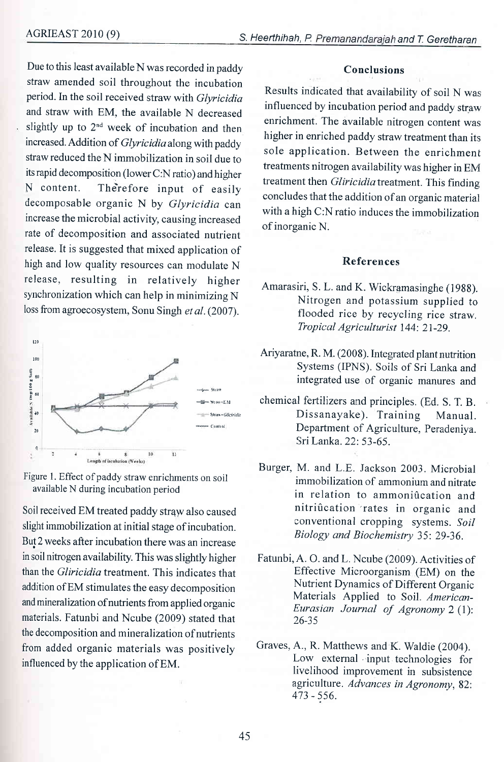Due to this least available N was recorded in paddy straw amended soil throughout the incubation period. In the soil received straw with *Glyricidia* and straw with EM, the available N decreased slightly up to 2[nd] week of incubation and then increased. Addition of *Glyricidia* along with paddy straw reduced the N immobilization in soil due to its rapid decomposition (lower C:N ratio) and higher N content. Therefore input of easily decomposable organic N by *Glyricidia* can increase the microbial activity, causing increased rate of decomposition and associated nutrient release. It is suggested that mixed application of high and low quality resources can modulate N release, resulting in relatively higher synchronization which can help in minimizing N loss from agroecosystem, Sonu Singh *et al.* (2007).

Figure 1. Effect of paddy straw enrichments on soil available N during incubation period

Soil received EM treated paddy straw also caused slight immobilization at initial stage of incubation. But 2 weeks after incubation there was an increase in soil nitrogen availability. This was slightly higher than the *Gliricidia* treatment. This indicates that addition of EM stimulates the easy decomposition and mineralization of nutrients from applied organic materials. Fatunbi and Ncube (2009) stated that the decomposition and mineralization of nutrients from added organic materials was positively influenced by the application of EM.

## Conclusions

Results indicated that availability of soil N was influenced by incubation period and paddy straw enrichment. The available nitrogen content was higher in enriched paddy straw treatment than its sole application. Between the enrichment treatments nitrogen availability was higher in EM treatment then *Gliricidia* treatment. This finding concludes that the addition of an organic material with a high C:N ratio induces the immobilization of inorganic N.

## References

Amarasiri, S. L. and K. Wickramasinghe (1988). Nitrogen and potassium supplied to flooded rice by recycling rice straw. *Tropical Agriculturist* 144: 21-29.

Ariyaratne, R. M. (2008). Integrated plant nutrition Systems (IPNS). Soils of Sri Lanka and integrated use of organic manures and chemical fertilizers and principles. (Ed. S. T. B. Dissanayake). Training Manual. Department of Agriculture, Peradeniya. Sri Lanka. 22: 53-65.

Burger, M. and L.E. Jackson 2003. Microbial immobilization of ammonium and nitrate in relation to ammonification and nitrification rates in organic and conventional cropping systems. *Soil Biology and Biochemistry* 35: 29-36.

Fatunbi, A. O. and L. Ncube (2009). Activities of Effective Microorganism (EM) on the Nutrient Dynamics of Different Organic Materials Applied to Soil. *American-Eurasian Journal of Agronomy* 2 (1): 26-35

Graves, A., R. Matthews and K. Waldie (2004). Low external input technologies for livelihood improvement in subsistence agriculture. *Advances in Agronomy*, 82: 473 - 556.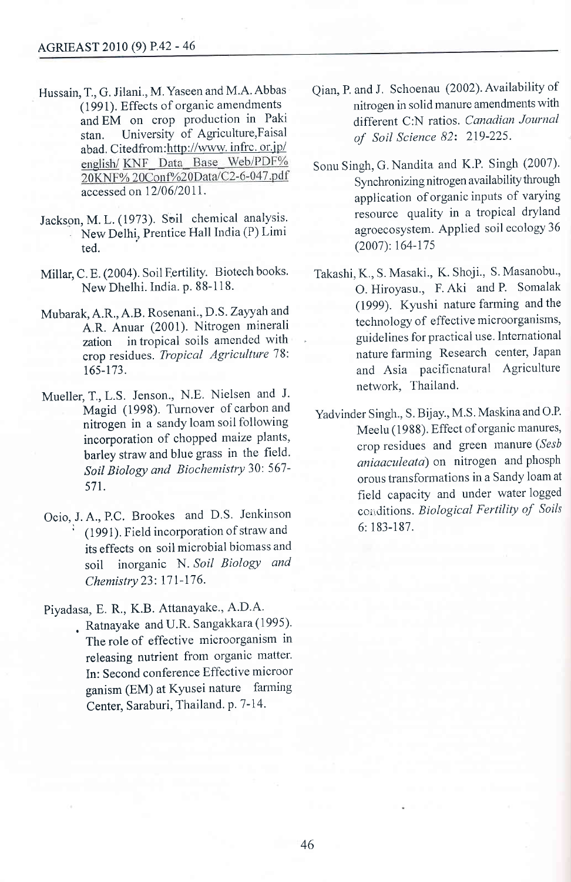Hussain, T., G. Jilani., M. Yaseen and M.A. Abbas (1991). Effects of organic amendments and EM on crop production in Paki stan. University of Agriculture,Faisal abad. Citedfrom:http://www. infrc. or.jp/ english/ KNF_Data_Base_Web/PDF% 20KNF% 20Conf%20Data/C2-6-047.pdf accessed on 12/06/2011.

Jackson, M. L. (1973). Soil chemical analysis. New Delhi, Prentice Hall India (P) Limi ted.

Millar, C. E. (2004). Soil Fertility. Biotech books. New Dhelhi. India. p. 88-118.

Mubarak, A.R., A.B. Rosenani., D.S. Zayyah and A.R. Anuar (2001). Nitrogen minerali zation in tropical soils amended with crop residues. *Tropical Agriculture* 78: 165-173.

Mueller, T., L.S. Jenson., N.E. Nielsen and J. Magid (1998). Turnover of carbon and nitrogen in a sandy loam soil following incorporation of chopped maize plants, barley straw and blue grass in the field. *Soil Biology and Biochemistry* 30: 567-571.

Ocio, J. A., P.C. Brookes and D.S. Jenkinson (1991). Field incorporation of straw and its effects on soil microbial biomass and soil inorganic N. *Soil Biology and Chemistry* 23: 171-176.

Piyadasa, E. R., K.B. Attanayake., A.D.A. Ratnayake and U.R. Sangakkara (1995). The role of effective microorganism in releasing nutrient from organic matter. In: Second conference Effective microor ganism (EM) at Kyusei nature farming Center, Saraburi, Thailand. p. 7-14.

Qian, P. and J. Schoenau (2002). Availability of nitrogen in solid manure amendments with different C:N ratios. *Canadian Journal of Soil Science 82*: 219-225.

Sonu Singh, G. Nandita and K.P. Singh (2007). Synchronizing nitrogen availability through application of organic inputs of varying resource quality in a tropical dryland agroecosystem. Applied soil ecology 36 (2007): 164-175

Takashi, K., S. Masaki., K. Shoji., S. Masanobu., O. Hiroyasu., F. Aki and P. Somalak (1999). Kyushi nature farming and the technology of effective microorganisms, guidelines for practical use. International nature farming Research center, Japan and Asia pacificnatural Agriculture network, Thailand.

Yadvinder Singh., S. Bijay., M.S. Maskina and O.P. Meelu (1988). Effect of organic manures, crop residues and green manure (*Sesb aniaaculeata*) on nitrogen and phosph orous transformations in a Sandy loam at field capacity and under water logged conditions. *Biological Fertility of Soils* 6: 183-187.